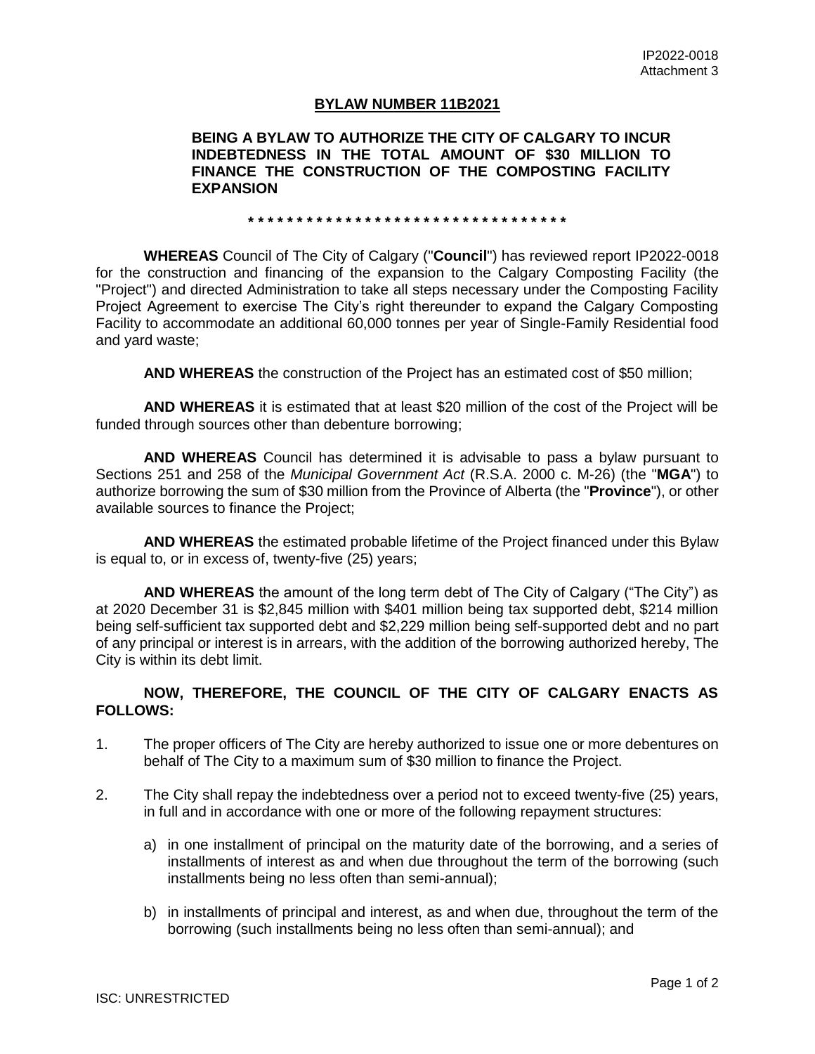IP2022-0018
Attachment 3

# BYLAW NUMBER 11B2021

**BEING A BYLAW TO AUTHORIZE THE CITY OF CALGARY TO INCUR INDEBTEDNESS IN THE TOTAL AMOUNT OF $30 MILLION TO FINANCE THE CONSTRUCTION OF THE COMPOSTING FACILITY EXPANSION**

\* * * * * * * * * * * * * * * * * * * * * * * * * * * * * * * * * *

**WHEREAS** Council of The City of Calgary ("**Council**") has reviewed report IP2022-0018 for the construction and financing of the expansion to the Calgary Composting Facility (the "Project") and directed Administration to take all steps necessary under the Composting Facility Project Agreement to exercise The City's right thereunder to expand the Calgary Composting Facility to accommodate an additional 60,000 tonnes per year of Single-Family Residential food and yard waste;

**AND WHEREAS** the construction of the Project has an estimated cost of $50 million;

**AND WHEREAS** it is estimated that at least $20 million of the cost of the Project will be funded through sources other than debenture borrowing;

**AND WHEREAS** Council has determined it is advisable to pass a bylaw pursuant to Sections 251 and 258 of the *Municipal Government Act* (R.S.A. 2000 c. M-26) (the "**MGA**") to authorize borrowing the sum of $30 million from the Province of Alberta (the "**Province**"), or other available sources to finance the Project;

**AND WHEREAS** the estimated probable lifetime of the Project financed under this Bylaw is equal to, or in excess of, twenty-five (25) years;

**AND WHEREAS** the amount of the long term debt of The City of Calgary ("The City") as at 2020 December 31 is $2,845 million with $401 million being tax supported debt, $214 million being self-sufficient tax supported debt and $2,229 million being self-supported debt and no part of any principal or interest is in arrears, with the addition of the borrowing authorized hereby, The City is within its debt limit.

**NOW, THEREFORE, THE COUNCIL OF THE CITY OF CALGARY ENACTS AS FOLLOWS:**

1. The proper officers of The City are hereby authorized to issue one or more debentures on behalf of The City to a maximum sum of $30 million to finance the Project.

2. The City shall repay the indebtedness over a period not to exceed twenty-five (25) years, in full and in accordance with one or more of the following repayment structures:

   a) in one installment of principal on the maturity date of the borrowing, and a series of installments of interest as and when due throughout the term of the borrowing (such installments being no less often than semi-annual);

   b) in installments of principal and interest, as and when due, throughout the term of the borrowing (such installments being no less often than semi-annual); and

ISC: UNRESTRICTED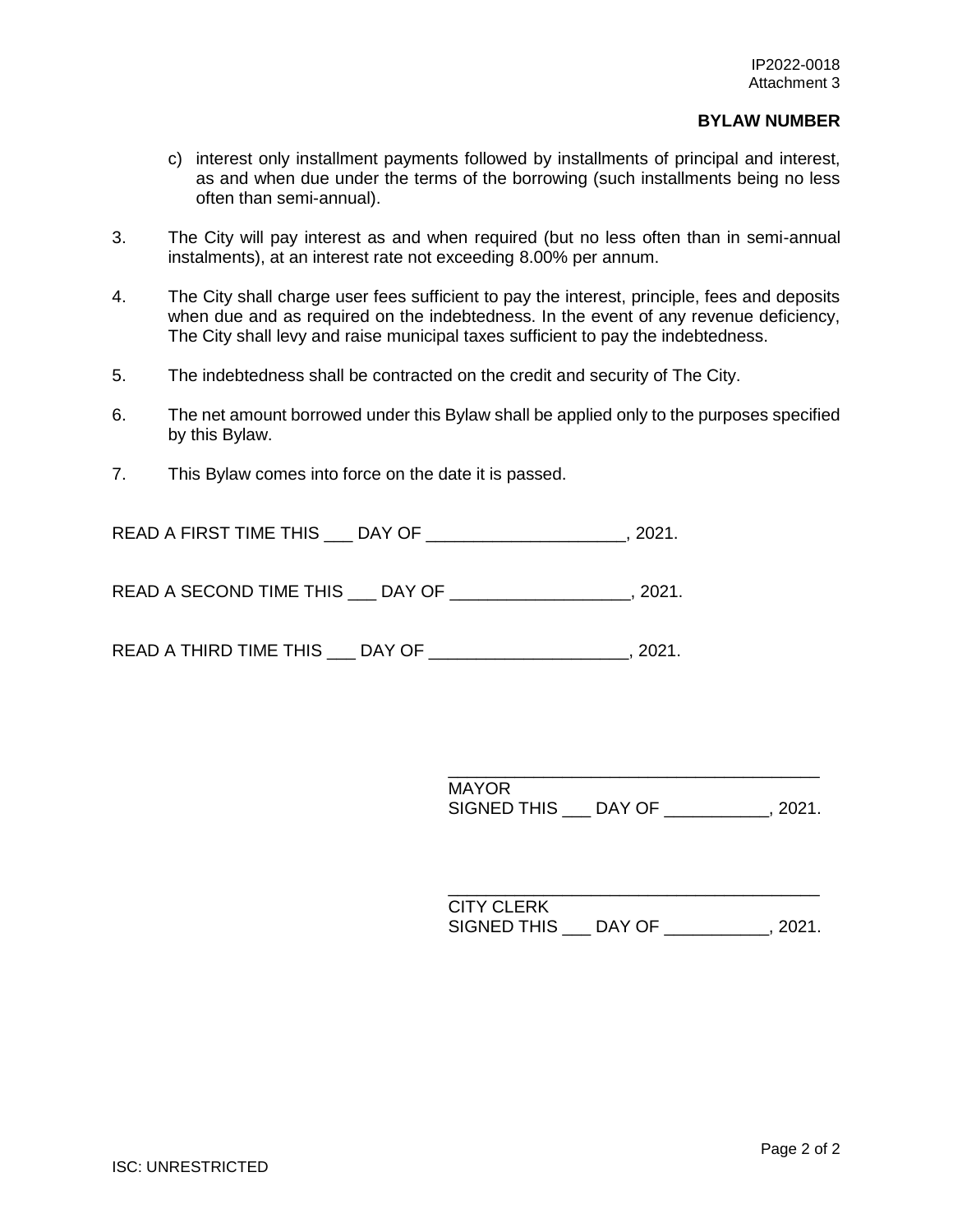**BYLAW NUMBER**

c) interest only installment payments followed by installments of principal and interest, as and when due under the terms of the borrowing (such installments being no less often than semi-annual).

3. The City will pay interest as and when required (but no less often than in semi-annual instalments), at an interest rate not exceeding 8.00% per annum.

4. The City shall charge user fees sufficient to pay the interest, principle, fees and deposits when due and as required on the indebtedness. In the event of any revenue deficiency, The City shall levy and raise municipal taxes sufficient to pay the indebtedness.

5. The indebtedness shall be contracted on the credit and security of The City.

6. The net amount borrowed under this Bylaw shall be applied only to the purposes specified by this Bylaw.

7. This Bylaw comes into force on the date it is passed.

READ A FIRST TIME THIS ___ DAY OF ____________________, 2021.

READ A SECOND TIME THIS ___ DAY OF __________________, 2021.

READ A THIRD TIME THIS ___ DAY OF ____________________, 2021.

_______________________________________
MAYOR
SIGNED THIS ___ DAY OF ___________, 2021.

_______________________________________
CITY CLERK
SIGNED THIS ___ DAY OF ___________, 2021.

ISC: UNRESTRICTED